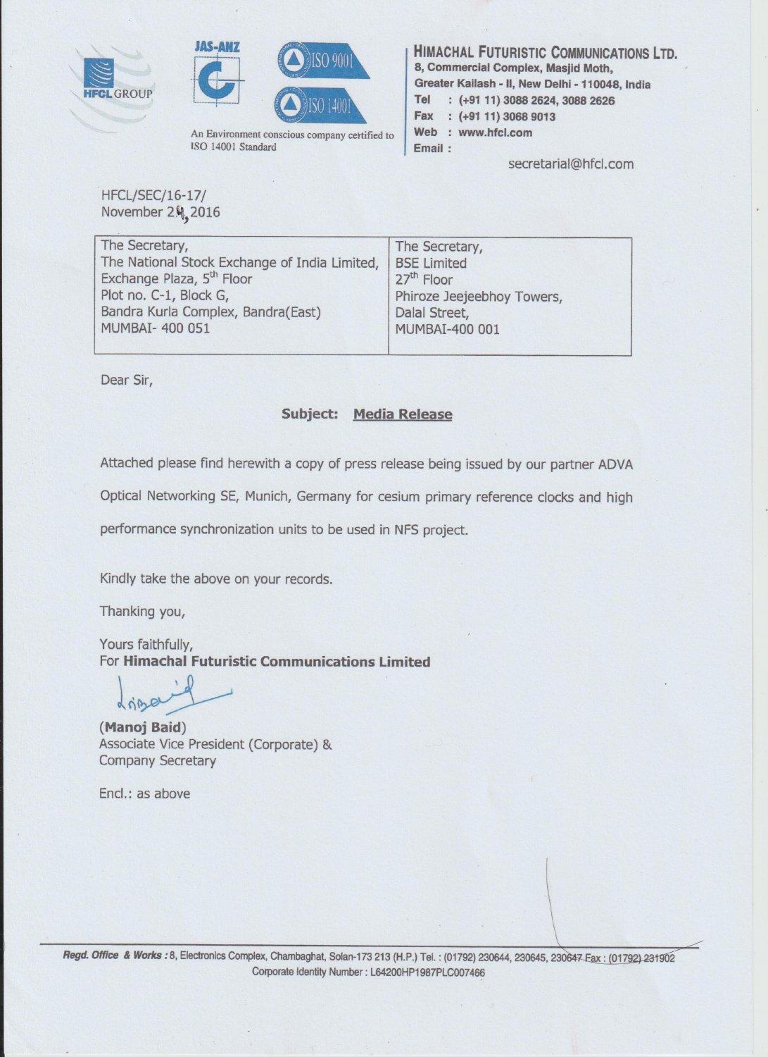**HIMACHAL FUTURISTIC COMMUNICATIONS LTD.**
8, Commercial Complex, Masjid Moth,
Greater Kailash - II, New Delhi - 110048, India
Tel : (+91 11) 3088 2624, 3088 2626
Fax : (+91 11) 3068 9013
Web : www.hfcl.com
Email : secretarial@hfcl.com

HFCL GROUP

JAS-ANZ

ISO 9001

ISO 14001

An Environment conscious company certified to ISO 14001 Standard

HFCL/SEC/16-17/
November 24, 2016

| The Secretary,<br>The National Stock Exchange of India Limited,<br>Exchange Plaza, 5th Floor<br>Plot no. C-1, Block G,<br>Bandra Kurla Complex, Bandra(East)<br>MUMBAI- 400 051 | The Secretary,<br>BSE Limited<br>27th Floor<br>Phiroze Jeejeebhoy Towers,<br>Dalal Street,<br>MUMBAI-400 001 |
|---|---|

Dear Sir,

**Subject: Media Release**

Attached please find herewith a copy of press release being issued by our partner ADVA Optical Networking SE, Munich, Germany for cesium primary reference clocks and high performance synchronization units to be used in NFS project.

Kindly take the above on your records.

Thanking you,

Yours faithfully,
For **Himachal Futuristic Communications Limited**

(**Manoj Baid**)
Associate Vice President (Corporate) &
Company Secretary

Encl.: as above

*Regd. Office & Works* : 8, Electronics Complex, Chambaghat, Solan-173 213 (H.P.) Tel. : (01792) 230644, 230645, 230647 Fax : (01792) 231902
Corporate Identity Number : L64200HP1987PLC007466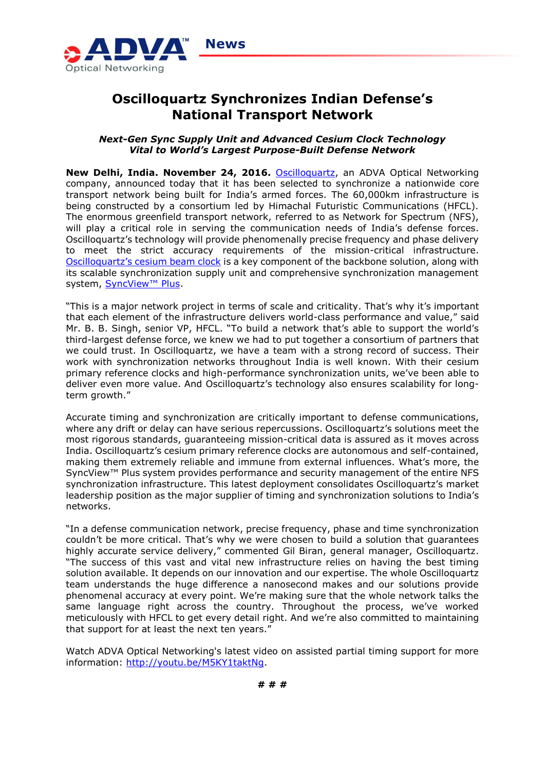# Oscilloquartz Synchronizes Indian Defense's National Transport Network

***Next-Gen Sync Supply Unit and Advanced Cesium Clock Technology Vital to World's Largest Purpose-Built Defense Network***

**New Delhi, India. November 24, 2016.** [Oscilloquartz](), an ADVA Optical Networking company, announced today that it has been selected to synchronize a nationwide core transport network being built for India's armed forces. The 60,000km infrastructure is being constructed by a consortium led by Himachal Futuristic Communications (HFCL). The enormous greenfield transport network, referred to as Network for Spectrum (NFS), will play a critical role in serving the communication needs of India's defense forces. Oscilloquartz's technology will provide phenomenally precise frequency and phase delivery to meet the strict accuracy requirements of the mission-critical infrastructure. [Oscilloquartz's cesium beam clock]() is a key component of the backbone solution, along with its scalable synchronization supply unit and comprehensive synchronization management system, [SyncView™ Plus]().

"This is a major network project in terms of scale and criticality. That's why it's important that each element of the infrastructure delivers world-class performance and value," said Mr. B. B. Singh, senior VP, HFCL. "To build a network that's able to support the world's third-largest defense force, we knew we had to put together a consortium of partners that we could trust. In Oscilloquartz, we have a team with a strong record of success. Their work with synchronization networks throughout India is well known. With their cesium primary reference clocks and high-performance synchronization units, we've been able to deliver even more value. And Oscilloquartz's technology also ensures scalability for long-term growth."

Accurate timing and synchronization are critically important to defense communications, where any drift or delay can have serious repercussions. Oscilloquartz's solutions meet the most rigorous standards, guaranteeing mission-critical data is assured as it moves across India. Oscilloquartz's cesium primary reference clocks are autonomous and self-contained, making them extremely reliable and immune from external influences. What's more, the SyncView™ Plus system provides performance and security management of the entire NFS synchronization infrastructure. This latest deployment consolidates Oscilloquartz's market leadership position as the major supplier of timing and synchronization solutions to India's networks.

"In a defense communication network, precise frequency, phase and time synchronization couldn't be more critical. That's why we were chosen to build a solution that guarantees highly accurate service delivery," commented Gil Biran, general manager, Oscilloquartz. "The success of this vast and vital new infrastructure relies on having the best timing solution available. It depends on our innovation and our expertise. The whole Oscilloquartz team understands the huge difference a nanosecond makes and our solutions provide phenomenal accuracy at every point. We're making sure that the whole network talks the same language right across the country. Throughout the process, we've worked meticulously with HFCL to get every detail right. And we're also committed to maintaining that support for at least the next ten years."

Watch ADVA Optical Networking's latest video on assisted partial timing support for more information: [http://youtu.be/M5KY1taktNg](http://youtu.be/M5KY1taktNg).

**# # #**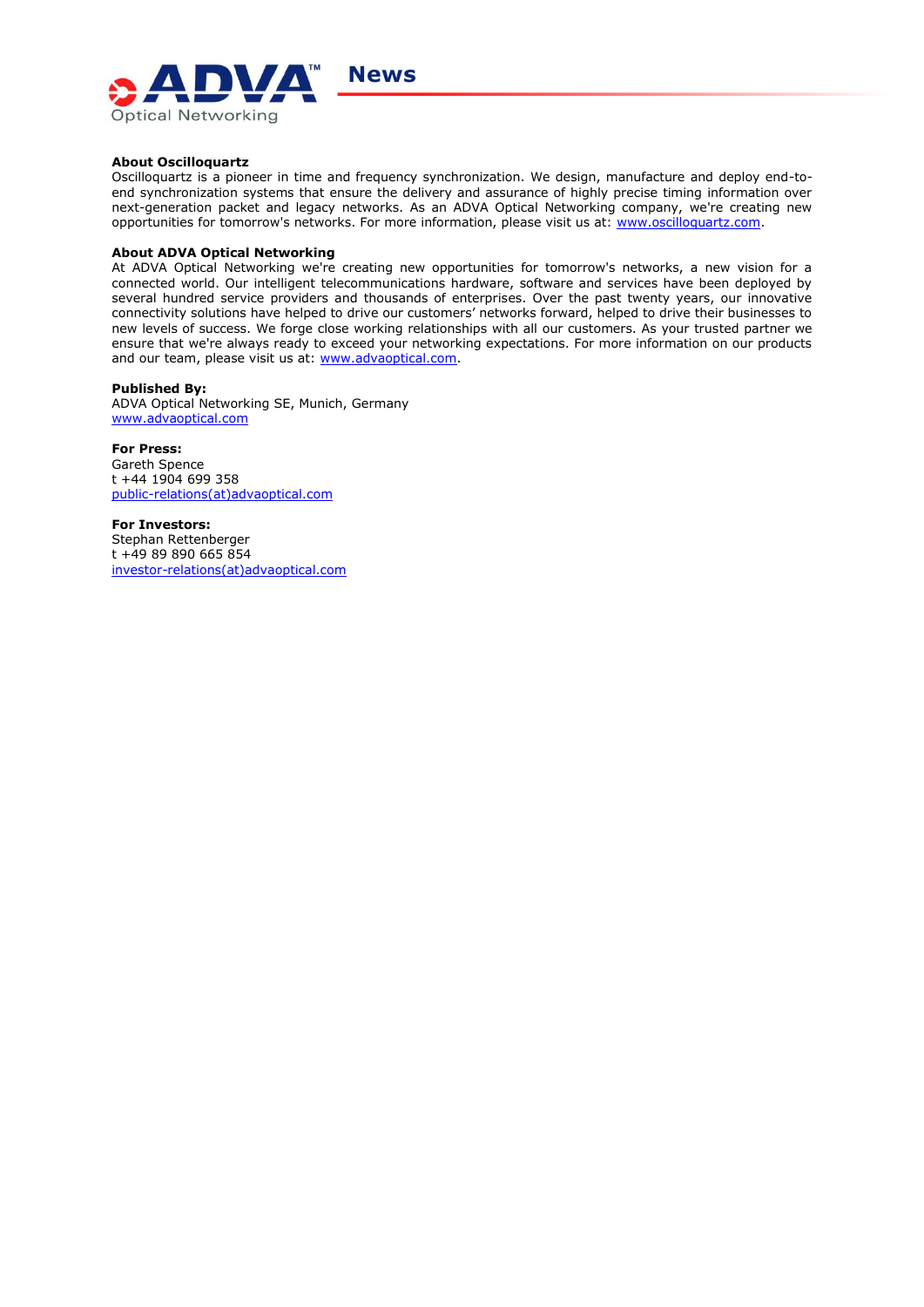**About Oscilloquartz**
Oscilloquartz is a pioneer in time and frequency synchronization. We design, manufacture and deploy end-to-end synchronization systems that ensure the delivery and assurance of highly precise timing information over next-generation packet and legacy networks. As an ADVA Optical Networking company, we're creating new opportunities for tomorrow's networks. For more information, please visit us at: www.oscilloquartz.com.

**About ADVA Optical Networking**
At ADVA Optical Networking we're creating new opportunities for tomorrow's networks, a new vision for a connected world. Our intelligent telecommunications hardware, software and services have been deployed by several hundred service providers and thousands of enterprises. Over the past twenty years, our innovative connectivity solutions have helped to drive our customers' networks forward, helped to drive their businesses to new levels of success. We forge close working relationships with all our customers. As your trusted partner we ensure that we're always ready to exceed your networking expectations. For more information on our products and our team, please visit us at: www.advaoptical.com.

**Published By:**
ADVA Optical Networking SE, Munich, Germany
www.advaoptical.com

**For Press:**
Gareth Spence
t +44 1904 699 358
public-relations(at)advaoptical.com

**For Investors:**
Stephan Rettenberger
t +49 89 890 665 854
investor-relations(at)advaoptical.com